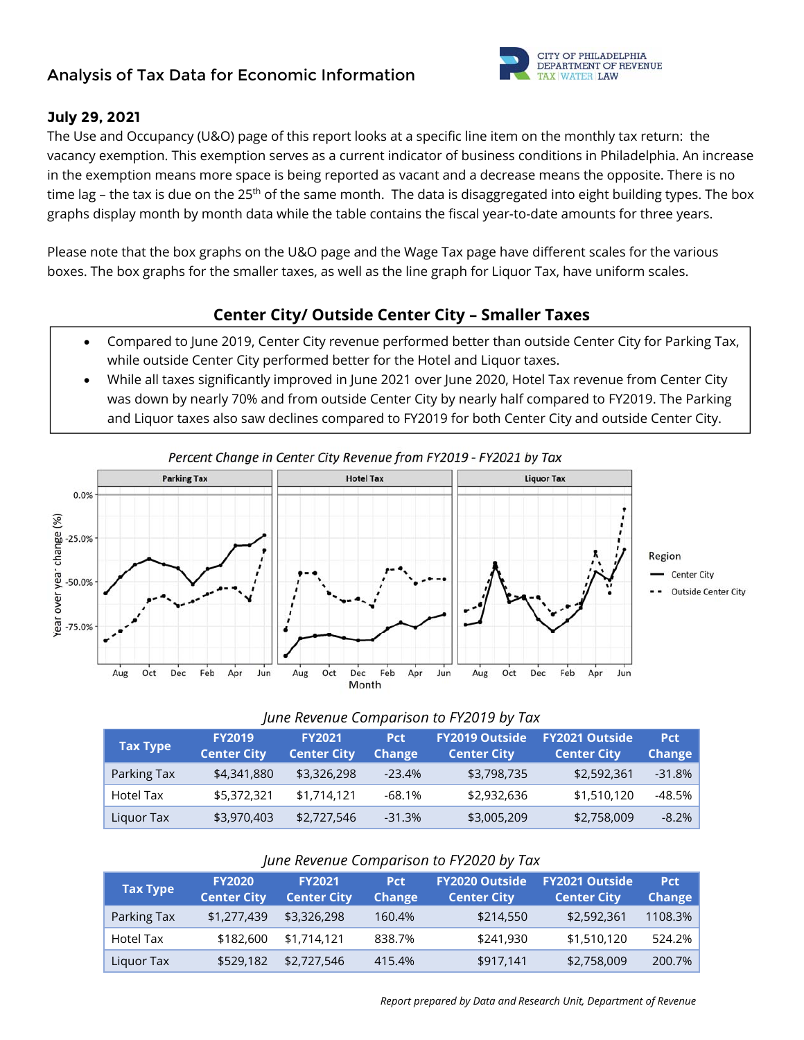# Analysis of Tax Data for Economic Information

CITY OF PHILADELPHIA
DEPARTMENT OF REVENUE
TAX | WATER | LAW

### July 29, 2021

The Use and Occupancy (U&O) page of this report looks at a specific line item on the monthly tax return: the vacancy exemption. This exemption serves as a current indicator of business conditions in Philadelphia. An increase in the exemption means more space is being reported as vacant and a decrease means the opposite. There is no time lag – the tax is due on the 25th of the same month. The data is disaggregated into eight building types. The box graphs display month by month data while the table contains the fiscal year-to-date amounts for three years.

Please note that the box graphs on the U&O page and the Wage Tax page have different scales for the various boxes. The box graphs for the smaller taxes, as well as the line graph for Liquor Tax, have uniform scales.

## Center City/ Outside Center City – Smaller Taxes

- Compared to June 2019, Center City revenue performed better than outside Center City for Parking Tax, while outside Center City performed better for the Hotel and Liquor taxes.
- While all taxes significantly improved in June 2021 over June 2020, Hotel Tax revenue from Center City was down by nearly 70% and from outside Center City by nearly half compared to FY2019. The Parking and Liquor taxes also saw declines compared to FY2019 for both Center City and outside Center City.

*Percent Change in Center City Revenue from FY2019 - FY2021 by Tax*

*June Revenue Comparison to FY2019 by Tax*

| Tax Type | FY2019 Center City | FY2021 Center City | Pct Change | FY2019 Outside Center City | FY2021 Outside Center City | Pct Change |
|---|---|---|---|---|---|---|
| Parking Tax | $4,341,880 | $3,326,298 | -23.4% | $3,798,735 | $2,592,361 | -31.8% |
| Hotel Tax | $5,372,321 | $1,714,121 | -68.1% | $2,932,636 | $1,510,120 | -48.5% |
| Liquor Tax | $3,970,403 | $2,727,546 | -31.3% | $3,005,209 | $2,758,009 | -8.2% |

*June Revenue Comparison to FY2020 by Tax*

| Tax Type | FY2020 Center City | FY2021 Center City | Pct Change | FY2020 Outside Center City | FY2021 Outside Center City | Pct Change |
|---|---|---|---|---|---|---|
| Parking Tax | $1,277,439 | $3,326,298 | 160.4% | $214,550 | $2,592,361 | 1108.3% |
| Hotel Tax | $182,600 | $1,714,121 | 838.7% | $241,930 | $1,510,120 | 524.2% |
| Liquor Tax | $529,182 | $2,727,546 | 415.4% | $917,141 | $2,758,009 | 200.7% |

*Report prepared by Data and Research Unit, Department of Revenue*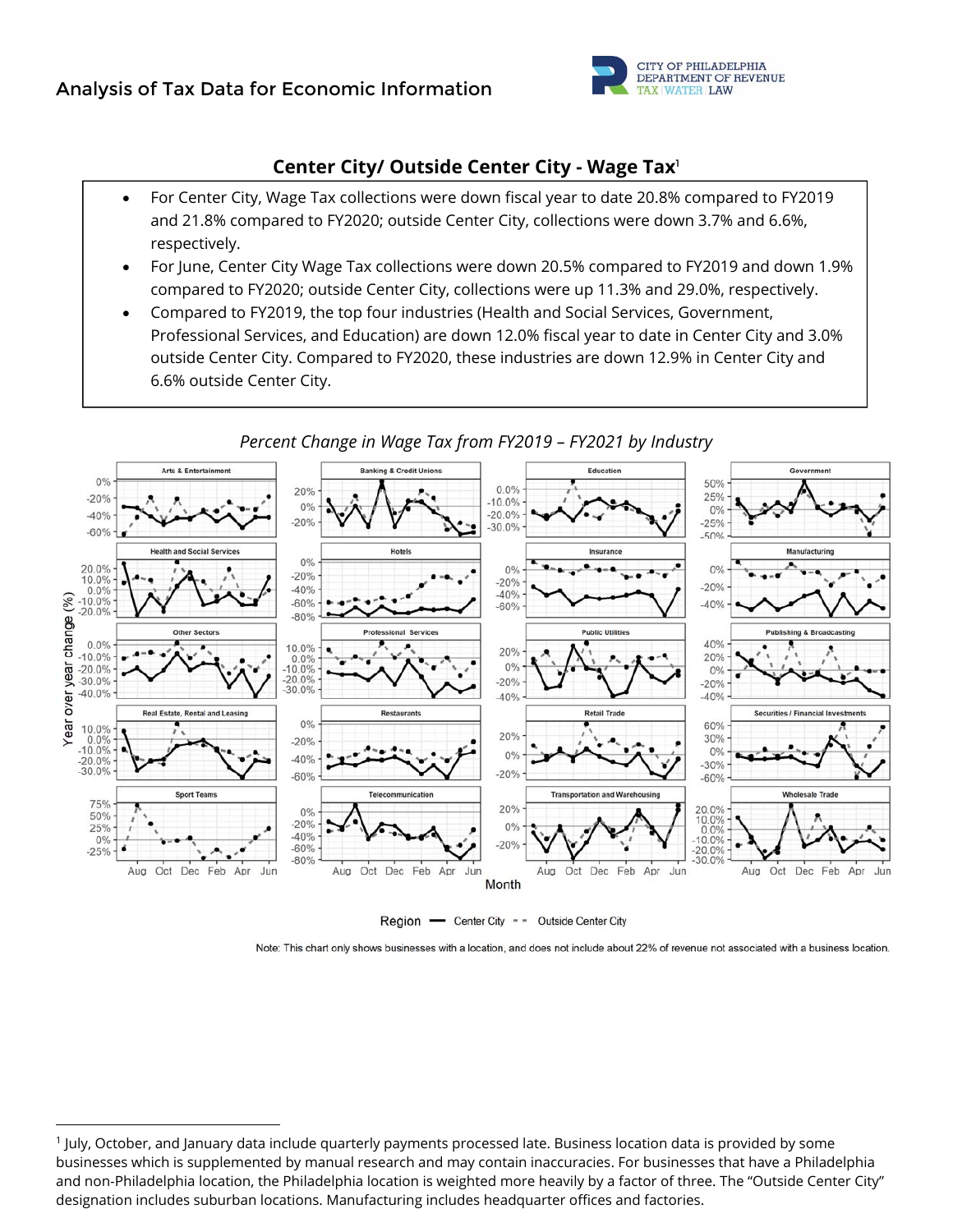## Center City/ Outside Center City - Wage Tax[1]

- For Center City, Wage Tax collections were down fiscal year to date 20.8% compared to FY2019 and 21.8% compared to FY2020; outside Center City, collections were down 3.7% and 6.6%, respectively.
- For June, Center City Wage Tax collections were down 20.5% compared to FY2019 and down 1.9% compared to FY2020; outside Center City, collections were up 11.3% and 29.0%, respectively.
- Compared to FY2019, the top four industries (Health and Social Services, Government, Professional Services, and Education) are down 12.0% fiscal year to date in Center City and 3.0% outside Center City. Compared to FY2020, these industries are down 12.9% in Center City and 6.6% outside Center City.

*Percent Change in Wage Tax from FY2019 – FY2021 by Industry*

Region — Center City - - Outside Center City

Note: This chart only shows businesses with a location, and does not include about 22% of revenue not associated with a business location.

---

[1] July, October, and January data include quarterly payments processed late. Business location data is provided by some businesses which is supplemented by manual research and may contain inaccuracies. For businesses that have a Philadelphia and non-Philadelphia location, the Philadelphia location is weighted more heavily by a factor of three. The "Outside Center City" designation includes suburban locations. Manufacturing includes headquarter offices and factories.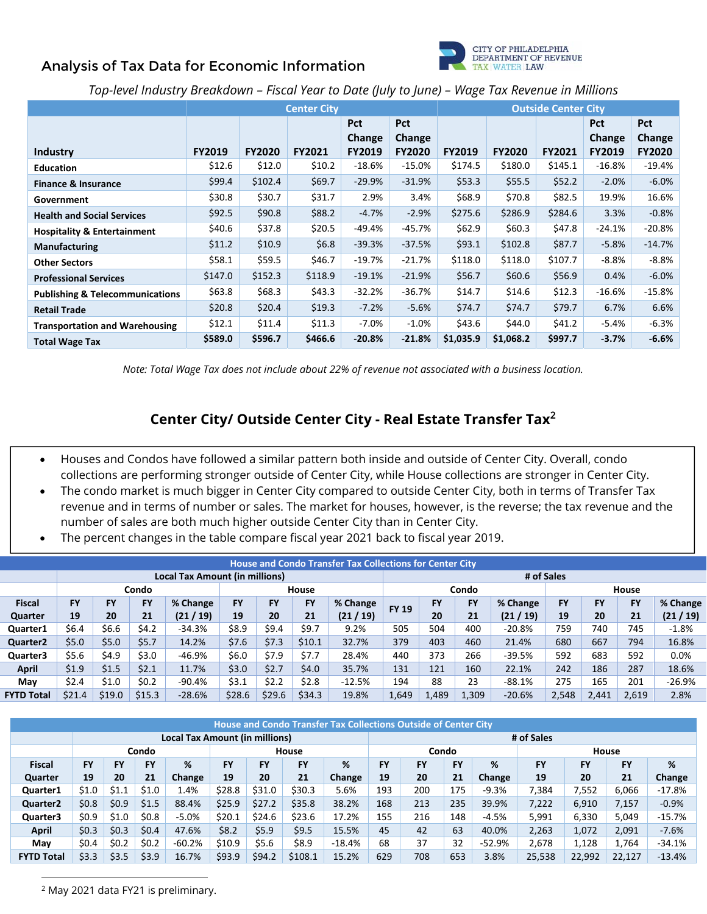## Analysis of Tax Data for Economic Information

CITY OF PHILADELPHIA DEPARTMENT OF REVENUE TAX | WATER | LAW

*Top-level Industry Breakdown – Fiscal Year to Date (July to June) – Wage Tax Revenue in Millions*

| | Center City | | | | | Outside Center City | | | | |
|---|---|---|---|---|---|---|---|---|---|---|
| Industry | FY2019 | FY2020 | FY2021 | Pct Change FY2019 | Pct Change FY2020 | FY2019 | FY2020 | FY2021 | Pct Change FY2019 | Pct Change FY2020 |
| Education | $12.6 | $12.0 | $10.2 | -18.6% | -15.0% | $174.5 | $180.0 | $145.1 | -16.8% | -19.4% |
| Finance & Insurance | $99.4 | $102.4 | $69.7 | -29.9% | -31.9% | $53.3 | $55.5 | $52.2 | -2.0% | -6.0% |
| Government | $30.8 | $30.7 | $31.7 | 2.9% | 3.4% | $68.9 | $70.8 | $82.5 | 19.9% | 16.6% |
| Health and Social Services | $92.5 | $90.8 | $88.2 | -4.7% | -2.9% | $275.6 | $286.9 | $284.6 | 3.3% | -0.8% |
| Hospitality & Entertainment | $40.6 | $37.8 | $20.5 | -49.4% | -45.7% | $62.9 | $60.3 | $47.8 | -24.1% | -20.8% |
| Manufacturing | $11.2 | $10.9 | $6.8 | -39.3% | -37.5% | $93.1 | $102.8 | $87.7 | -5.8% | -14.7% |
| Other Sectors | $58.1 | $59.5 | $46.7 | -19.7% | -21.7% | $118.0 | $118.0 | $107.7 | -8.8% | -8.8% |
| Professional Services | $147.0 | $152.3 | $118.9 | -19.1% | -21.9% | $56.7 | $60.6 | $56.9 | 0.4% | -6.0% |
| Publishing & Telecommunications | $63.8 | $68.3 | $43.3 | -32.2% | -36.7% | $14.7 | $14.6 | $12.3 | -16.6% | -15.8% |
| Retail Trade | $20.8 | $20.4 | $19.3 | -7.2% | -5.6% | $74.7 | $74.7 | $79.7 | 6.7% | 6.6% |
| Transportation and Warehousing | $12.1 | $11.4 | $11.3 | -7.0% | -1.0% | $43.6 | $44.0 | $41.2 | -5.4% | -6.3% |
| **Total Wage Tax** | **$589.0** | **$596.7** | **$466.6** | **-20.8%** | **-21.8%** | **$1,035.9** | **$1,068.2** | **$997.7** | **-3.7%** | **-6.6%** |

*Note: Total Wage Tax does not include about 22% of revenue not associated with a business location.*

## Center City/ Outside Center City - Real Estate Transfer Tax[2]

- Houses and Condos have followed a similar pattern both inside and outside of Center City. Overall, condo collections are performing stronger outside of Center City, while House collections are stronger in Center City.
- The condo market is much bigger in Center City compared to outside Center City, both in terms of Transfer Tax revenue and in terms of number or sales. The market for houses, however, is the reverse; the tax revenue and the number of sales are both much higher outside Center City than in Center City.
- The percent changes in the table compare fiscal year 2021 back to fiscal year 2019.

**House and Condo Transfer Tax Collections for Center City**

| | Local Tax Amount (in millions) | | | | | | | | # of Sales | | | | | | | |
|---|---|---|---|---|---|---|---|---|---|---|---|---|---|---|---|---|
| | Condo | | | | House | | | | Condo | | | | House | | | |
| Fiscal Quarter | FY 19 | FY 20 | FY 21 | % Change (21 / 19) | FY 19 | FY 20 | FY 21 | % Change (21 / 19) | FY 19 | FY 20 | FY 21 | % Change (21 / 19) | FY 19 | FY 20 | FY 21 | % Change (21 / 19) |
| Quarter1 | $6.4 | $6.6 | $4.2 | -34.3% | $8.9 | $9.4 | $9.7 | 9.2% | 505 | 504 | 400 | -20.8% | 759 | 740 | 745 | -1.8% |
| Quarter2 | $5.0 | $5.0 | $5.7 | 14.2% | $7.6 | $7.3 | $10.1 | 32.7% | 379 | 403 | 460 | 21.4% | 680 | 667 | 794 | 16.8% |
| Quarter3 | $5.6 | $4.9 | $3.0 | -46.9% | $6.0 | $7.9 | $7.7 | 28.4% | 440 | 373 | 266 | -39.5% | 592 | 683 | 592 | 0.0% |
| April | $1.9 | $1.5 | $2.1 | 11.7% | $3.0 | $2.7 | $4.0 | 35.7% | 131 | 121 | 160 | 22.1% | 242 | 186 | 287 | 18.6% |
| May | $2.4 | $1.0 | $0.2 | -90.4% | $3.1 | $2.2 | $2.8 | -12.5% | 194 | 88 | 23 | -88.1% | 275 | 165 | 201 | -26.9% |
| FYTD Total | $21.4 | $19.0 | $15.3 | -28.6% | $28.6 | $29.6 | $34.3 | 19.8% | 1,649 | 1,489 | 1,309 | -20.6% | 2,548 | 2,441 | 2,619 | 2.8% |

**House and Condo Transfer Tax Collections Outside of Center City**

| | Local Tax Amount (in millions) | | | | | | | | # of Sales | | | | | | | |
|---|---|---|---|---|---|---|---|---|---|---|---|---|---|---|---|---|
| | Condo | | | | House | | | | Condo | | | | House | | | |
| Fiscal Quarter | FY 19 | FY 20 | FY 21 | % Change | FY 19 | FY 20 | FY 21 | % Change | FY 19 | FY 20 | FY 21 | % Change | FY 19 | FY 20 | FY 21 | % Change |
| Quarter1 | $1.0 | $1.1 | $1.0 | 1.4% | $28.8 | $31.0 | $30.3 | 5.6% | 193 | 200 | 175 | -9.3% | 7,384 | 7,552 | 6,066 | -17.8% |
| Quarter2 | $0.8 | $0.9 | $1.5 | 88.4% | $25.9 | $27.2 | $35.8 | 38.2% | 168 | 213 | 235 | 39.9% | 7,222 | 6,910 | 7,157 | -0.9% |
| Quarter3 | $0.9 | $1.0 | $0.8 | -5.0% | $20.1 | $24.6 | $23.6 | 17.2% | 155 | 216 | 148 | -4.5% | 5,991 | 6,330 | 5,049 | -15.7% |
| April | $0.3 | $0.3 | $0.4 | 47.6% | $8.2 | $5.9 | $9.5 | 15.5% | 45 | 42 | 63 | 40.0% | 2,263 | 1,072 | 2,091 | -7.6% |
| May | $0.4 | $0.2 | $0.2 | -60.2% | $10.9 | $5.6 | $8.9 | -18.4% | 68 | 37 | 32 | -52.9% | 2,678 | 1,128 | 1,764 | -34.1% |
| FYTD Total | $3.3 | $3.5 | $3.9 | 16.7% | $93.9 | $94.2 | $108.1 | 15.2% | 629 | 708 | 653 | 3.8% | 25,538 | 22,992 | 22,127 | -13.4% |

[2] May 2021 data FY21 is preliminary.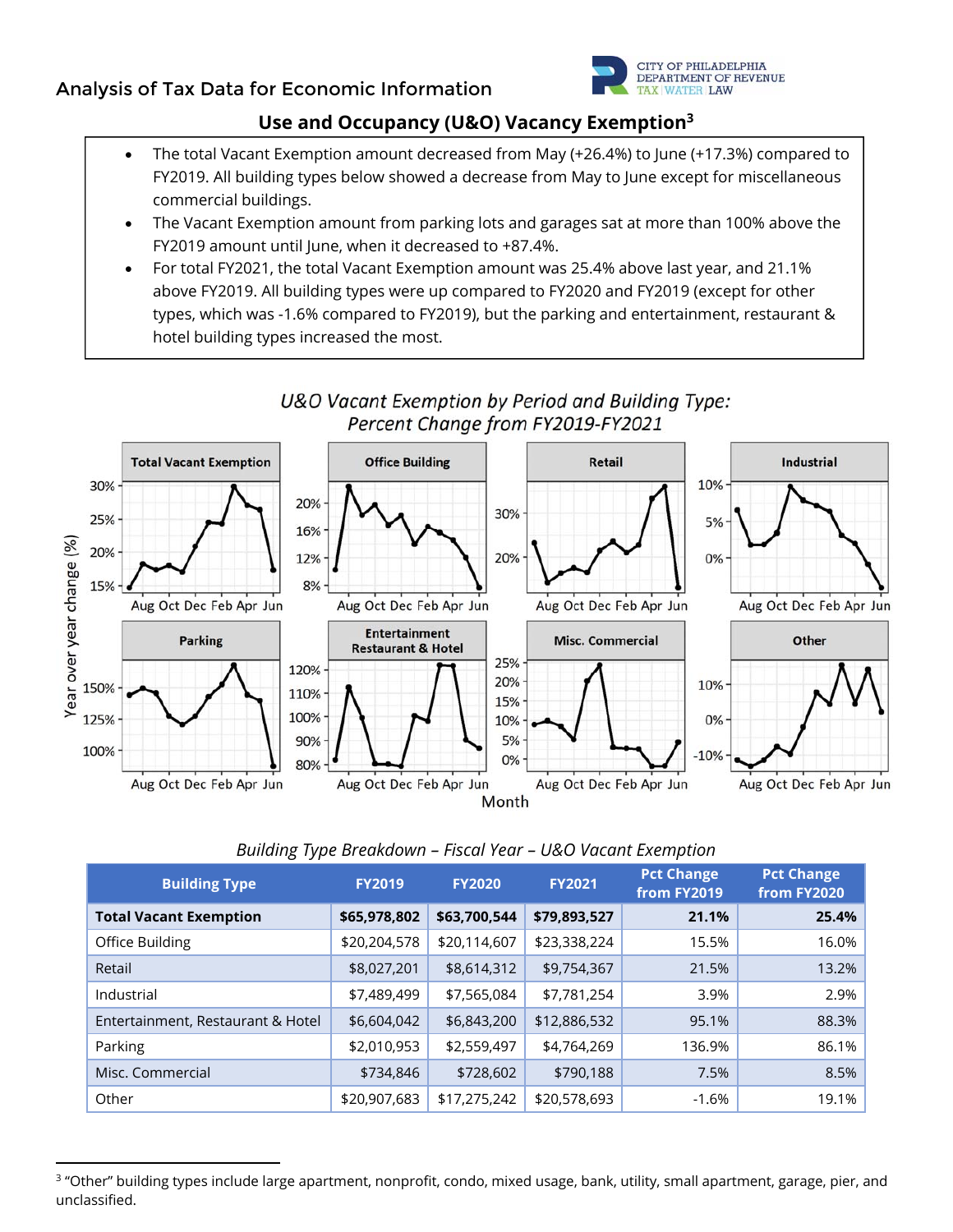## Use and Occupancy (U&O) Vacancy Exemption[3]

- The total Vacant Exemption amount decreased from May (+26.4%) to June (+17.3%) compared to FY2019. All building types below showed a decrease from May to June except for miscellaneous commercial buildings.
- The Vacant Exemption amount from parking lots and garages sat at more than 100% above the FY2019 amount until June, when it decreased to +87.4%.
- For total FY2021, the total Vacant Exemption amount was 25.4% above last year, and 21.1% above FY2019. All building types were up compared to FY2020 and FY2019 (except for other types, which was -1.6% compared to FY2019), but the parking and entertainment, restaurant & hotel building types increased the most.

*U&O Vacant Exemption by Period and Building Type: Percent Change from FY2019-FY2021*

*Building Type Breakdown – Fiscal Year – U&O Vacant Exemption*

| Building Type | FY2019 | FY2020 | FY2021 | Pct Change from FY2019 | Pct Change from FY2020 |
|---|---|---|---|---|---|
| **Total Vacant Exemption** | **$65,978,802** | **$63,700,544** | **$79,893,527** | **21.1%** | **25.4%** |
| Office Building | $20,204,578 | $20,114,607 | $23,338,224 | 15.5% | 16.0% |
| Retail | $8,027,201 | $8,614,312 | $9,754,367 | 21.5% | 13.2% |
| Industrial | $7,489,499 | $7,565,084 | $7,781,254 | 3.9% | 2.9% |
| Entertainment, Restaurant & Hotel | $6,604,042 | $6,843,200 | $12,886,532 | 95.1% | 88.3% |
| Parking | $2,010,953 | $2,559,497 | $4,764,269 | 136.9% | 86.1% |
| Misc. Commercial | $734,846 | $728,602 | $790,188 | 7.5% | 8.5% |
| Other | $20,907,683 | $17,275,242 | $20,578,693 | -1.6% | 19.1% |

[3] "Other" building types include large apartment, nonprofit, condo, mixed usage, bank, utility, small apartment, garage, pier, and unclassified.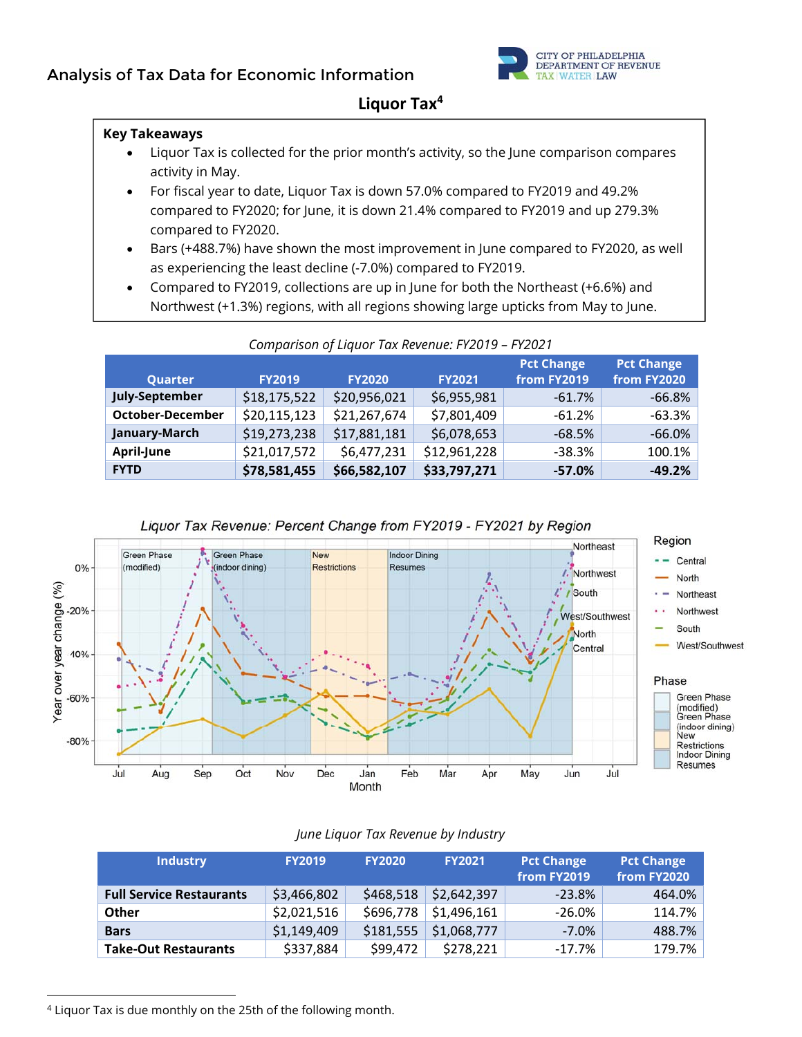Analysis of Tax Data for Economic Information

CITY OF PHILADELPHIA
DEPARTMENT OF REVENUE
TAX | WATER | LAW

## Liquor Tax[4]

**Key Takeaways**

- Liquor Tax is collected for the prior month's activity, so the June comparison compares activity in May.
- For fiscal year to date, Liquor Tax is down 57.0% compared to FY2019 and 49.2% compared to FY2020; for June, it is down 21.4% compared to FY2019 and up 279.3% compared to FY2020.
- Bars (+488.7%) have shown the most improvement in June compared to FY2020, as well as experiencing the least decline (-7.0%) compared to FY2019.
- Compared to FY2019, collections are up in June for both the Northeast (+6.6%) and Northwest (+1.3%) regions, with all regions showing large upticks from May to June.

*Comparison of Liquor Tax Revenue: FY2019 – FY2021*

| Quarter | FY2019 | FY2020 | FY2021 | Pct Change from FY2019 | Pct Change from FY2020 |
|---|---|---|---|---|---|
| **July-September** | $18,175,522 | $20,956,021 | $6,955,981 | -61.7% | -66.8% |
| **October-December** | $20,115,123 | $21,267,674 | $7,801,409 | -61.2% | -63.3% |
| **January-March** | $19,273,238 | $17,881,181 | $6,078,653 | -68.5% | -66.0% |
| **April-June** | $21,017,572 | $6,477,231 | $12,961,228 | -38.3% | 100.1% |
| **FYTD** | **$78,581,455** | **$66,582,107** | **$33,797,271** | **-57.0%** | **-49.2%** |

*Liquor Tax Revenue: Percent Change from FY2019 - FY2021 by Region*

Green Phase (modified)
Green Phase (indoor dining)
New Restrictions
Indoor Dining Resumes

Northeast
Northwest
South
West/Southwest
North
Central

Year over year change (%)
0%
-20%
-40%
-60%
-80%

Jul Aug Sep Oct Nov Dec Jan Feb Mar Apr May Jun Jul
Month

Region
Central
North
Northeast
Northwest
South
West/Southwest

Phase
Green Phase (modified)
Green Phase (indoor dining)
New Restrictions
Indoor Dining Resumes

*June Liquor Tax Revenue by Industry*

| Industry | FY2019 | FY2020 | FY2021 | Pct Change from FY2019 | Pct Change from FY2020 |
|---|---|---|---|---|---|
| **Full Service Restaurants** | $3,466,802 | $468,518 | $2,642,397 | -23.8% | 464.0% |
| **Other** | $2,021,516 | $696,778 | $1,496,161 | -26.0% | 114.7% |
| **Bars** | $1,149,409 | $181,555 | $1,068,777 | -7.0% | 488.7% |
| **Take-Out Restaurants** | $337,884 | $99,472 | $278,221 | -17.7% | 179.7% |

[4] Liquor Tax is due monthly on the 25th of the following month.